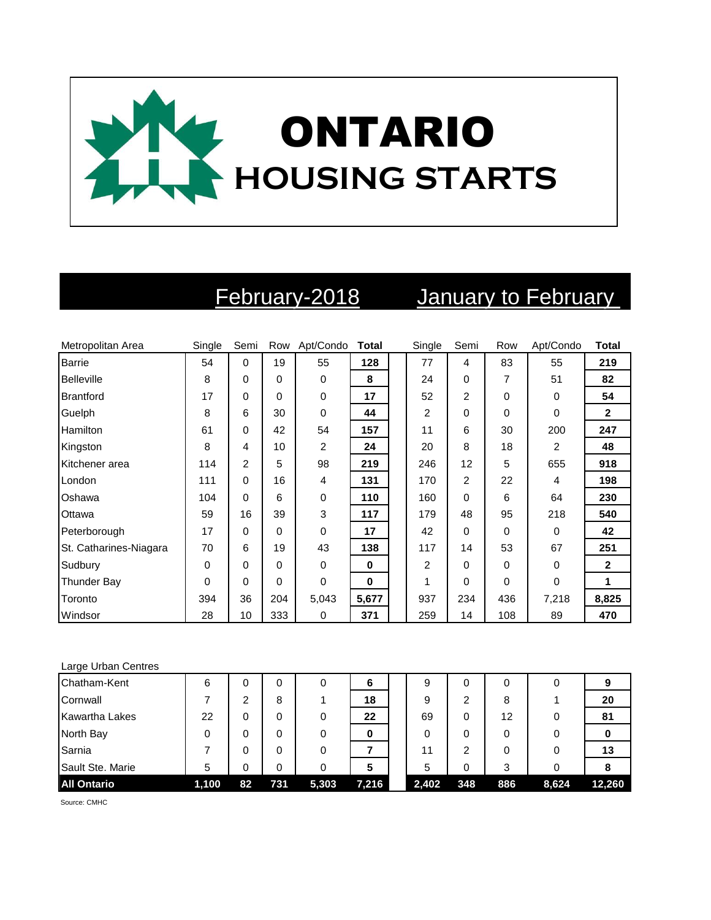# ONTARIO HOUSING STARTS

| | February-2018 | | | | | January to February | | | | |
|---|---|---|---|---|---|---|---|---|---|---|
| Metropolitan Area | Single | Semi | Row | Apt/Condo | **Total** | Single | Semi | Row | Apt/Condo | **Total** |
| Barrie | 54 | 0 | 19 | 55 | **128** | 77 | 4 | 83 | 55 | **219** |
| Belleville | 8 | 0 | 0 | 0 | **8** | 24 | 0 | 7 | 51 | **82** |
| Brantford | 17 | 0 | 0 | 0 | **17** | 52 | 2 | 0 | 0 | **54** |
| Guelph | 8 | 6 | 30 | 0 | **44** | 2 | 0 | 0 | 0 | **2** |
| Hamilton | 61 | 0 | 42 | 54 | **157** | 11 | 6 | 30 | 200 | **247** |
| Kingston | 8 | 4 | 10 | 2 | **24** | 20 | 8 | 18 | 2 | **48** |
| Kitchener area | 114 | 2 | 5 | 98 | **219** | 246 | 12 | 5 | 655 | **918** |
| London | 111 | 0 | 16 | 4 | **131** | 170 | 2 | 22 | 4 | **198** |
| Oshawa | 104 | 0 | 6 | 0 | **110** | 160 | 0 | 6 | 64 | **230** |
| Ottawa | 59 | 16 | 39 | 3 | **117** | 179 | 48 | 95 | 218 | **540** |
| Peterborough | 17 | 0 | 0 | 0 | **17** | 42 | 0 | 0 | 0 | **42** |
| St. Catharines-Niagara | 70 | 6 | 19 | 43 | **138** | 117 | 14 | 53 | 67 | **251** |
| Sudbury | 0 | 0 | 0 | 0 | **0** | 2 | 0 | 0 | 0 | **2** |
| Thunder Bay | 0 | 0 | 0 | 0 | **0** | 1 | 0 | 0 | 0 | **1** |
| Toronto | 394 | 36 | 204 | 5,043 | **5,677** | 937 | 234 | 436 | 7,218 | **8,825** |
| Windsor | 28 | 10 | 333 | 0 | **371** | 259 | 14 | 108 | 89 | **470** |

| Large Urban Centres | Single | Semi | Row | Apt/Condo | **Total** | Single | Semi | Row | Apt/Condo | **Total** |
|---|---|---|---|---|---|---|---|---|---|---|
| Chatham-Kent | 6 | 0 | 0 | 0 | **6** | 9 | 0 | 0 | 0 | **9** |
| Cornwall | 7 | 2 | 8 | 1 | **18** | 9 | 2 | 8 | 1 | **20** |
| Kawartha Lakes | 22 | 0 | 0 | 0 | **22** | 69 | 0 | 12 | 0 | **81** |
| North Bay | 0 | 0 | 0 | 0 | **0** | 0 | 0 | 0 | 0 | **0** |
| Sarnia | 7 | 0 | 0 | 0 | **7** | 11 | 2 | 0 | 0 | **13** |
| Sault Ste. Marie | 5 | 0 | 0 | 0 | **5** | 5 | 0 | 3 | 0 | **8** |
| **All Ontario** | **1,100** | **82** | **731** | **5,303** | **7,216** | **2,402** | **348** | **886** | **8,624** | **12,260** |

Source: CMHC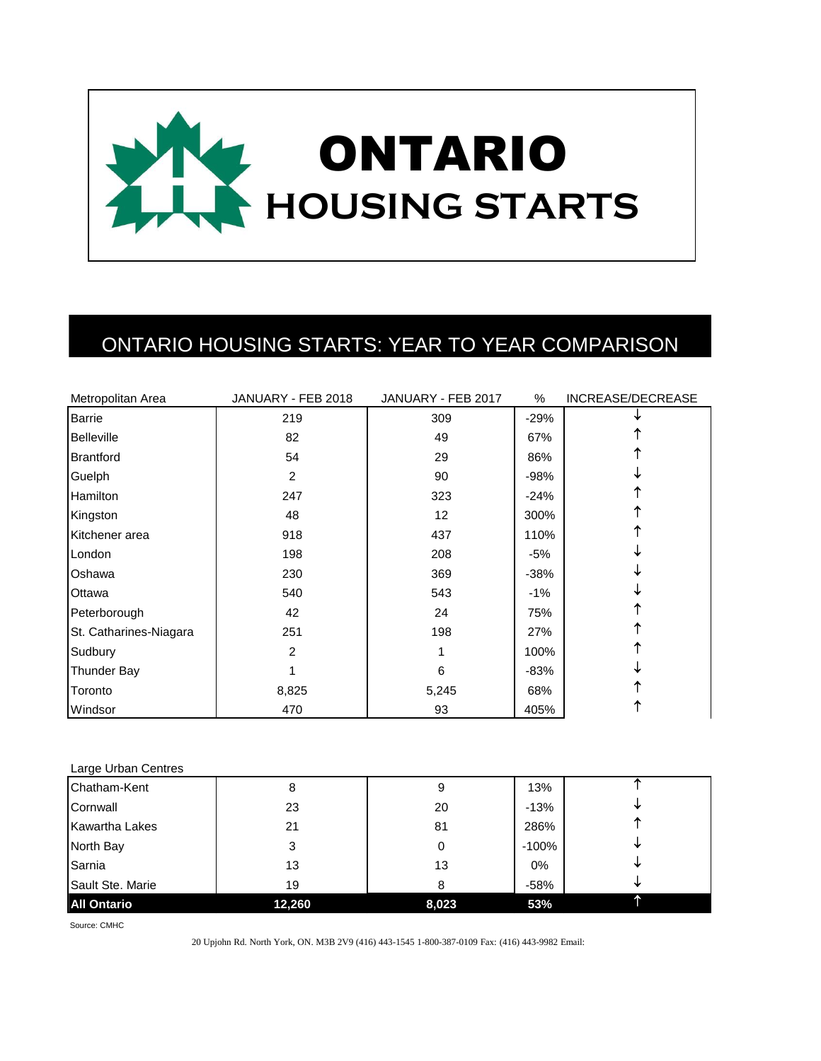# ONTARIO HOUSING STARTS

## ONTARIO HOUSING STARTS: YEAR TO YEAR COMPARISON

| Metropolitan Area | JANUARY - FEB 2018 | JANUARY - FEB 2017 | % | INCREASE/DECREASE |
|---|---|---|---|---|
| Barrie | 219 | 309 | -29% | ↓ |
| Belleville | 82 | 49 | 67% | ↑ |
| Brantford | 54 | 29 | 86% | ↑ |
| Guelph | 2 | 90 | -98% | ↓ |
| Hamilton | 247 | 323 | -24% | ↑ |
| Kingston | 48 | 12 | 300% | ↑ |
| Kitchener area | 918 | 437 | 110% | ↑ |
| London | 198 | 208 | -5% | ↓ |
| Oshawa | 230 | 369 | -38% | ↓ |
| Ottawa | 540 | 543 | -1% | ↓ |
| Peterborough | 42 | 24 | 75% | ↑ |
| St. Catharines-Niagara | 251 | 198 | 27% | ↑ |
| Sudbury | 2 | 1 | 100% | ↑ |
| Thunder Bay | 1 | 6 | -83% | ↓ |
| Toronto | 8,825 | 5,245 | 68% | ↑ |
| Windsor | 470 | 93 | 405% | ↑ |
| **Large Urban Centres** | | | | |
| Chatham-Kent | 8 | 9 | 13% | ↑ |
| Cornwall | 23 | 20 | -13% | ↓ |
| Kawartha Lakes | 21 | 81 | 286% | ↑ |
| North Bay | 3 | 0 | -100% | ↓ |
| Sarnia | 13 | 13 | 0% | ↓ |
| Sault Ste. Marie | 19 | 8 | -58% | ↓ |
| **All Ontario** | **12,260** | **8,023** | **53%** | ↑ |

Source: CMHC

20 Upjohn Rd. North York, ON. M3B 2V9 (416) 443-1545 1-800-387-0109 Fax: (416) 443-9982 Email: